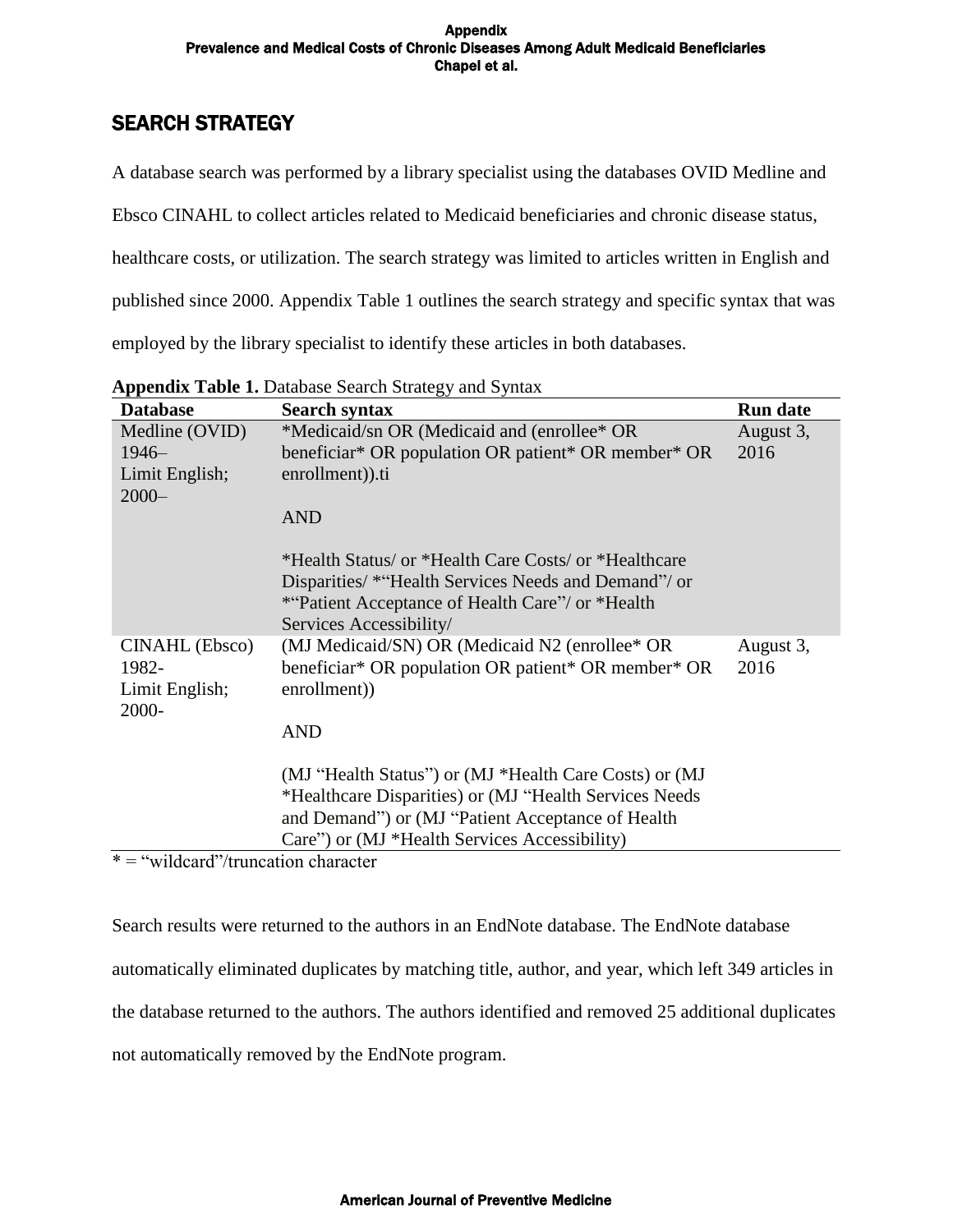## SEARCH STRATEGY

A database search was performed by a library specialist using the databases OVID Medline and Ebsco CINAHL to collect articles related to Medicaid beneficiaries and chronic disease status, healthcare costs, or utilization. The search strategy was limited to articles written in English and published since 2000. Appendix Table 1 outlines the search strategy and specific syntax that was employed by the library specialist to identify these articles in both databases.

**Appendix Table 1.** Database Search Strategy and Syntax

| Database | Search syntax | Run date |
|---|---|---|
| Medline (OVID) 1946– Limit English; 2000– | *Medicaid/sn OR (Medicaid and (enrollee* OR beneficiar* OR population OR patient* OR member* OR enrollment)).ti<br><br>AND<br><br>*Health Status/ or *Health Care Costs/ or *Healthcare Disparities/ *"Health Services Needs and Demand"/ or *"Patient Acceptance of Health Care"/ or *Health Services Accessibility/ | August 3, 2016 |
| CINAHL (Ebsco) 1982- Limit English; 2000- | (MJ Medicaid/SN) OR (Medicaid N2 (enrollee* OR beneficiar* OR population OR patient* OR member* OR enrollment))<br><br>AND<br><br>(MJ "Health Status") or (MJ *Health Care Costs) or (MJ *Healthcare Disparities) or (MJ "Health Services Needs and Demand") or (MJ "Patient Acceptance of Health Care") or (MJ *Health Services Accessibility) | August 3, 2016 |

* = "wildcard"/truncation character

Search results were returned to the authors in an EndNote database. The EndNote database automatically eliminated duplicates by matching title, author, and year, which left 349 articles in the database returned to the authors. The authors identified and removed 25 additional duplicates not automatically removed by the EndNote program.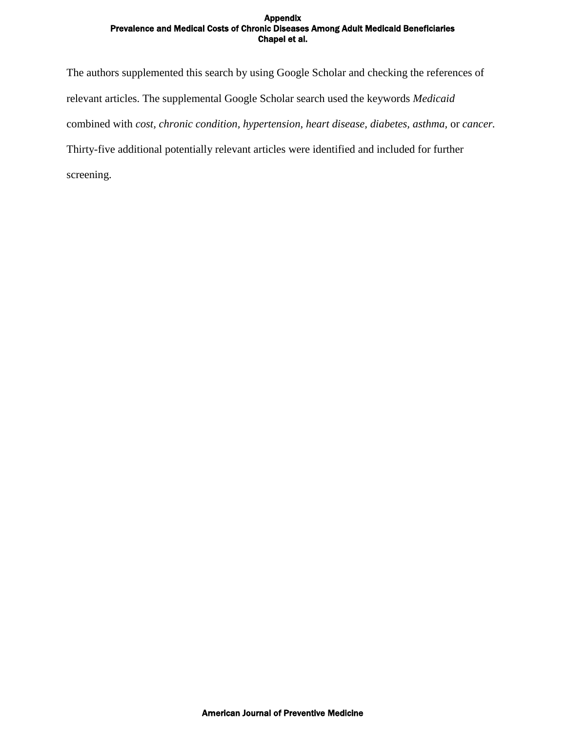The authors supplemented this search by using Google Scholar and checking the references of relevant articles. The supplemental Google Scholar search used the keywords *Medicaid* combined with *cost, chronic condition, hypertension, heart disease, diabetes, asthma*, or *cancer*. Thirty-five additional potentially relevant articles were identified and included for further screening.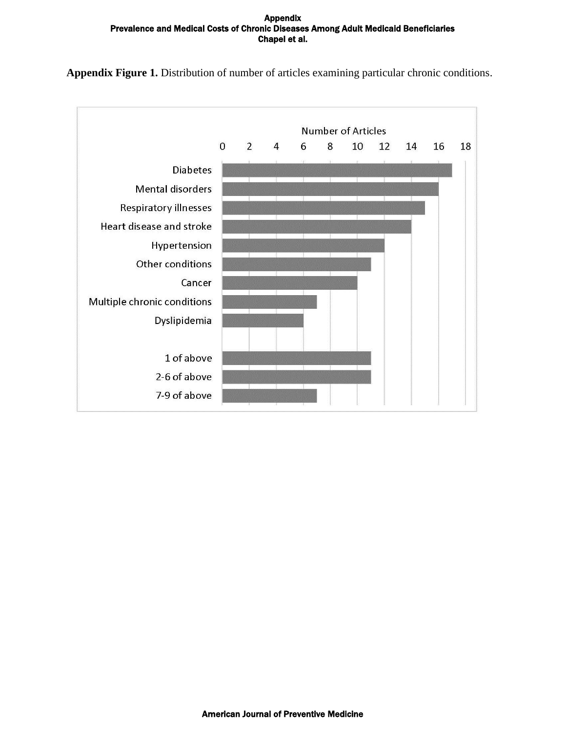**Appendix Figure 1.** Distribution of number of articles examining particular chronic conditions.

| Condition | Number of Articles |
| --- | --- |
| Diabetes | 17 |
| Mental disorders | 16 |
| Respiratory illnesses | 15 |
| Heart disease and stroke | 14 |
| Hypertension | 12 |
| Other conditions | 11 |
| Cancer | 10 |
| Multiple chronic conditions | 7 |
| Dyslipidemia | 6 |
| 1 of above | 11 |
| 2-6 of above | 11 |
| 7-9 of above | 7 |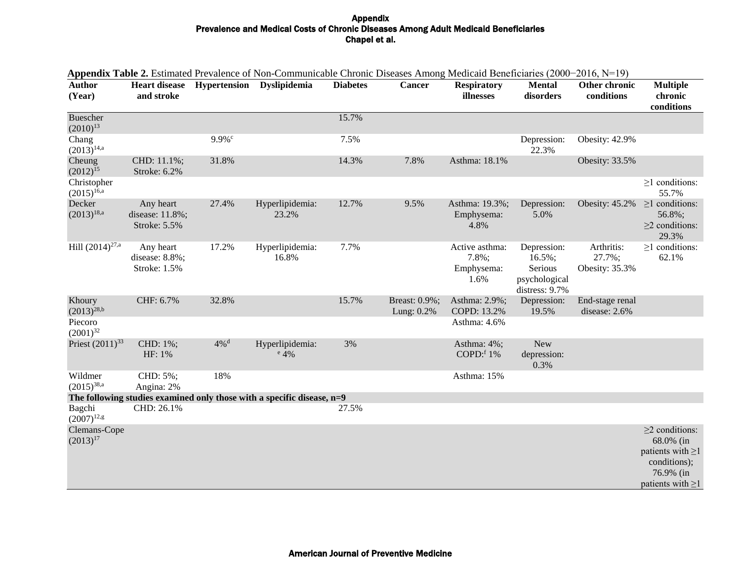**Appendix Table 2.** Estimated Prevalence of Non-Communicable Chronic Diseases Among Medicaid Beneficiaries (2000−2016, N=19)

| Author (Year) | Heart disease and stroke | Hypertension | Dyslipidemia | Diabetes | Cancer | Respiratory illnesses | Mental disorders | Other chronic conditions | Multiple chronic conditions |
|---|---|---|---|---|---|---|---|---|---|
| Buescher (2010)[13] | | | | 15.7% | | | | | |
| Chang (2013)[14,a] | | 9.9%[c] | | 7.5% | | | Depression: 22.3% | Obesity: 42.9% | |
| Cheung (2012)[15] | CHD: 11.1%; Stroke: 6.2% | 31.8% | | 14.3% | 7.8% | Asthma: 18.1% | | Obesity: 33.5% | |
| Christopher (2015)[16,a] | | | | | | | | | ≥1 conditions: 55.7% |
| Decker (2013)[18,a] | Any heart disease: 11.8%; Stroke: 5.5% | 27.4% | Hyperlipidemia: 23.2% | 12.7% | 9.5% | Asthma: 19.3%; Emphysema: 4.8% | Depression: 5.0% | Obesity: 45.2% | ≥1 conditions: 56.8%; ≥2 conditions: 29.3% |
| Hill (2014)[27,a] | Any heart disease: 8.8%; Stroke: 1.5% | 17.2% | Hyperlipidemia: 16.8% | 7.7% | | Active asthma: 7.8%; Emphysema: 1.6% | Depression: 16.5%; Serious psychological distress: 9.7% | Arthritis: 27.7%; Obesity: 35.3% | ≥1 conditions: 62.1% |
| Khoury (2013)[28,b] | CHF: 6.7% | 32.8% | | 15.7% | Breast: 0.9%; Lung: 0.2% | Asthma: 2.9%; COPD: 13.2% | Depression: 19.5% | End-stage renal disease: 2.6% | |
| Piecoro (2001)[32] | | | | | | Asthma: 4.6% | | | |
| Priest (2011)[33] | CHD: 1%; HF: 1% | 4%[d] | Hyperlipidemia: [e] 4% | 3% | | Asthma: 4%; COPD:[f] 1% | New depression: 0.3% | | |
| Wildmer (2015)[38,a] | CHD: 5%; Angina: 2% | 18% | | | | Asthma: 15% | | | |
| **The following studies examined only those with a specific disease, n=9** | | | | | | | | | |
| Bagchi (2007)[12,g] | CHD: 26.1% | | | 27.5% | | | | | |
| Clemans-Cope (2013)[17] | | | | | | | | | ≥2 conditions: 68.0% (in patients with ≥1 conditions); 76.9% (in patients with ≥1 |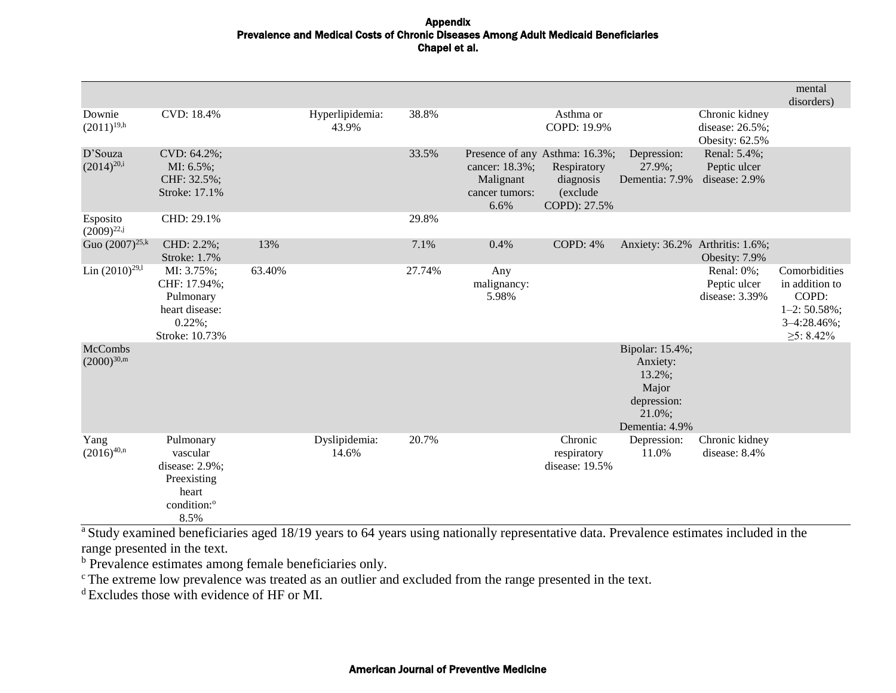| | | | | | | | | | mental disorders) |
|---|---|---|---|---|---|---|---|---|---|
| Downie (2011)[19,h] | CVD: 18.4% | | Hyperlipidemia: 43.9% | 38.8% | | Asthma or COPD: 19.9% | | Chronic kidney disease: 26.5%; Obesity: 62.5% | |
| D'Souza (2014)[20,i] | CVD: 64.2%; MI: 6.5%; CHF: 32.5%; Stroke: 17.1% | | | 33.5% | Presence of any cancer: 18.3%; Malignant cancer tumors: 6.6% | Asthma: 16.3%; Respiratory diagnosis (exclude COPD): 27.5% | Depression: 27.9%; Dementia: 7.9% | Renal: 5.4%; Peptic ulcer disease: 2.9% | |
| Esposito (2009)[22,j] | CHD: 29.1% | | | 29.8% | | | | | |
| Guo (2007)[25,k] | CHD: 2.2%; Stroke: 1.7% | 13% | | 7.1% | 0.4% | COPD: 4% | Anxiety: 36.2% | Arthritis: 1.6%; Obesity: 7.9% | |
| Lin (2010)[29,l] | MI: 3.75%; CHF: 17.94%; Pulmonary heart disease: 0.22%; Stroke: 10.73% | 63.40% | | 27.74% | Any malignancy: 5.98% | | | Renal: 0%; Peptic ulcer disease: 3.39% | Comorbidities in addition to COPD: 1–2: 50.58%; 3–4:28.46%; ≥5: 8.42% |
| McCombs (2000)[30,m] | | | | | | | Bipolar: 15.4%; Anxiety: 13.2%; Major depression: 21.0%; Dementia: 4.9% | | |
| Yang (2016)[40,n] | Pulmonary vascular disease: 2.9%; Preexisting heart condition:[o] 8.5% | | Dyslipidemia: 14.6% | 20.7% | | Chronic respiratory disease: 19.5% | Depression: 11.0% | Chronic kidney disease: 8.4% | |

[a] Study examined beneficiaries aged 18/19 years to 64 years using nationally representative data. Prevalence estimates included in the range presented in the text.

[b] Prevalence estimates among female beneficiaries only.

[c] The extreme low prevalence was treated as an outlier and excluded from the range presented in the text.

[d] Excludes those with evidence of HF or MI.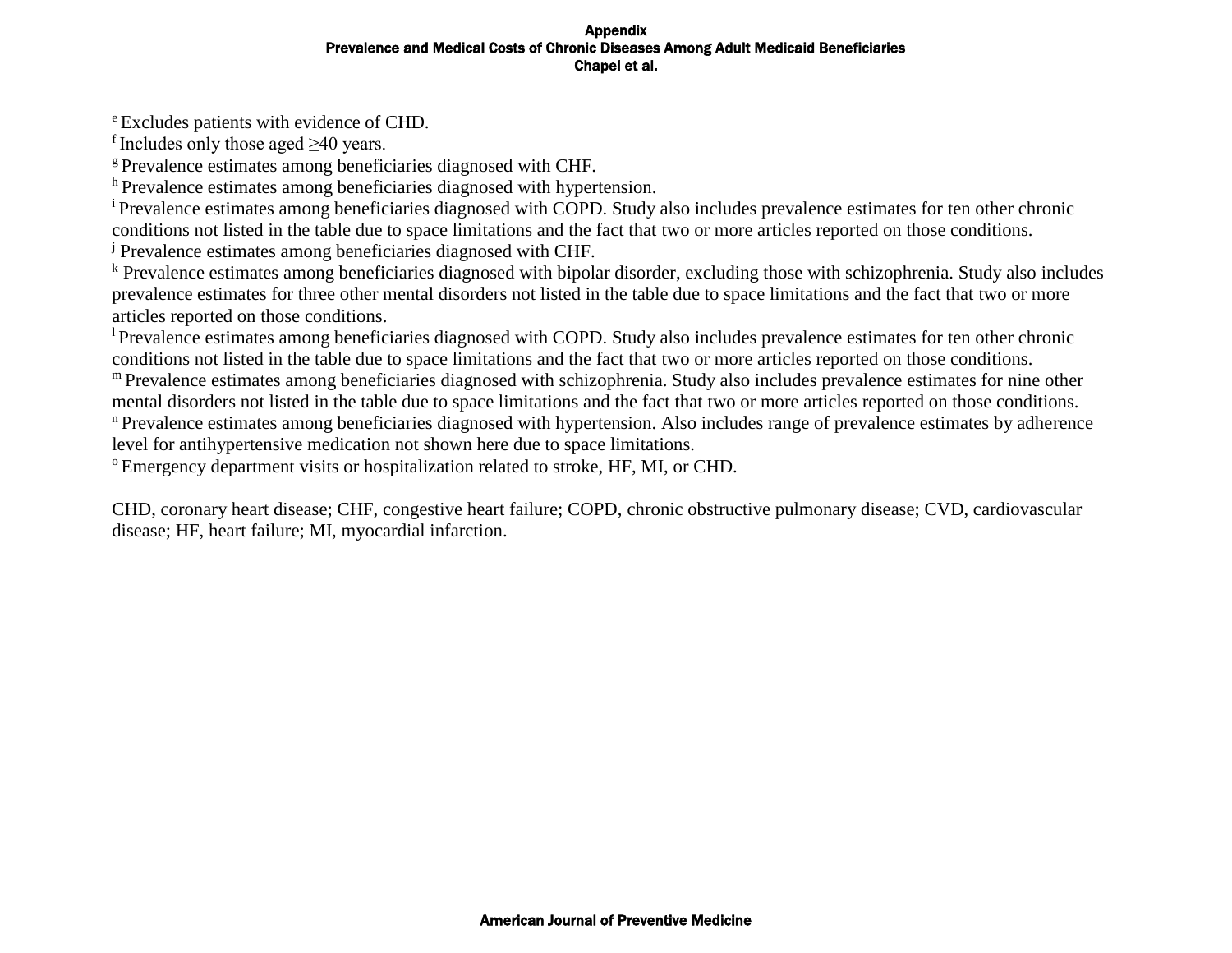[e] Excludes patients with evidence of CHD.
[f] Includes only those aged ≥40 years.
[g] Prevalence estimates among beneficiaries diagnosed with CHF.
[h] Prevalence estimates among beneficiaries diagnosed with hypertension.
[i] Prevalence estimates among beneficiaries diagnosed with COPD. Study also includes prevalence estimates for ten other chronic conditions not listed in the table due to space limitations and the fact that two or more articles reported on those conditions.
[j] Prevalence estimates among beneficiaries diagnosed with CHF.
[k] Prevalence estimates among beneficiaries diagnosed with bipolar disorder, excluding those with schizophrenia. Study also includes prevalence estimates for three other mental disorders not listed in the table due to space limitations and the fact that two or more articles reported on those conditions.
[l] Prevalence estimates among beneficiaries diagnosed with COPD. Study also includes prevalence estimates for ten other chronic conditions not listed in the table due to space limitations and the fact that two or more articles reported on those conditions.
[m] Prevalence estimates among beneficiaries diagnosed with schizophrenia. Study also includes prevalence estimates for nine other mental disorders not listed in the table due to space limitations and the fact that two or more articles reported on those conditions.
[n] Prevalence estimates among beneficiaries diagnosed with hypertension. Also includes range of prevalence estimates by adherence level for antihypertensive medication not shown here due to space limitations.
[o] Emergency department visits or hospitalization related to stroke, HF, MI, or CHD.

CHD, coronary heart disease; CHF, congestive heart failure; COPD, chronic obstructive pulmonary disease; CVD, cardiovascular disease; HF, heart failure; MI, myocardial infarction.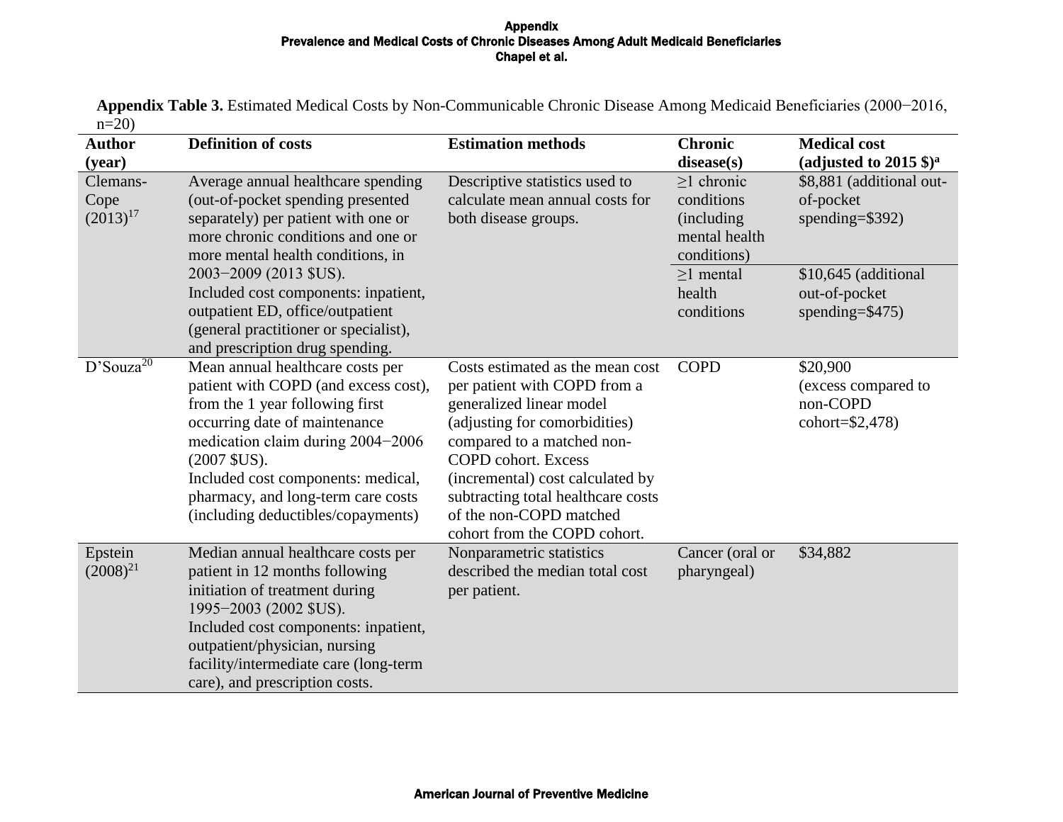**Appendix Table 3.** Estimated Medical Costs by Non-Communicable Chronic Disease Among Medicaid Beneficiaries (2000−2016, n=20)

| Author (year) | Definition of costs | Estimation methods | Chronic disease(s) | Medical cost (adjusted to 2015 $)[a] |
|---|---|---|---|---|
| Clemans-Cope (2013)[17] | Average annual healthcare spending (out-of-pocket spending presented separately) per patient with one or more chronic conditions and one or more mental health conditions, in 2003−2009 (2013 $US). Included cost components: inpatient, outpatient ED, office/outpatient (general practitioner or specialist), and prescription drug spending. | Descriptive statistics used to calculate mean annual costs for both disease groups. | ≥1 chronic conditions (including mental health conditions) | $8,881 (additional out-of-pocket spending=$392) |
| | | | ≥1 mental health conditions | $10,645 (additional out-of-pocket spending=$475) |
| D'Souza[20] | Mean annual healthcare costs per patient with COPD (and excess cost), from the 1 year following first occurring date of maintenance medication claim during 2004−2006 (2007 $US). Included cost components: medical, pharmacy, and long-term care costs (including deductibles/copayments) | Costs estimated as the mean cost per patient with COPD from a generalized linear model (adjusting for comorbidities) compared to a matched non-COPD cohort. Excess (incremental) cost calculated by subtracting total healthcare costs of the non-COPD matched cohort from the COPD cohort. | COPD | $20,900 (excess compared to non-COPD cohort=$2,478) |
| Epstein (2008)[21] | Median annual healthcare costs per patient in 12 months following initiation of treatment during 1995−2003 (2002 $US). Included cost components: inpatient, outpatient/physician, nursing facility/intermediate care (long-term care), and prescription costs. | Nonparametric statistics described the median total cost per patient. | Cancer (oral or pharyngeal) | $34,882 |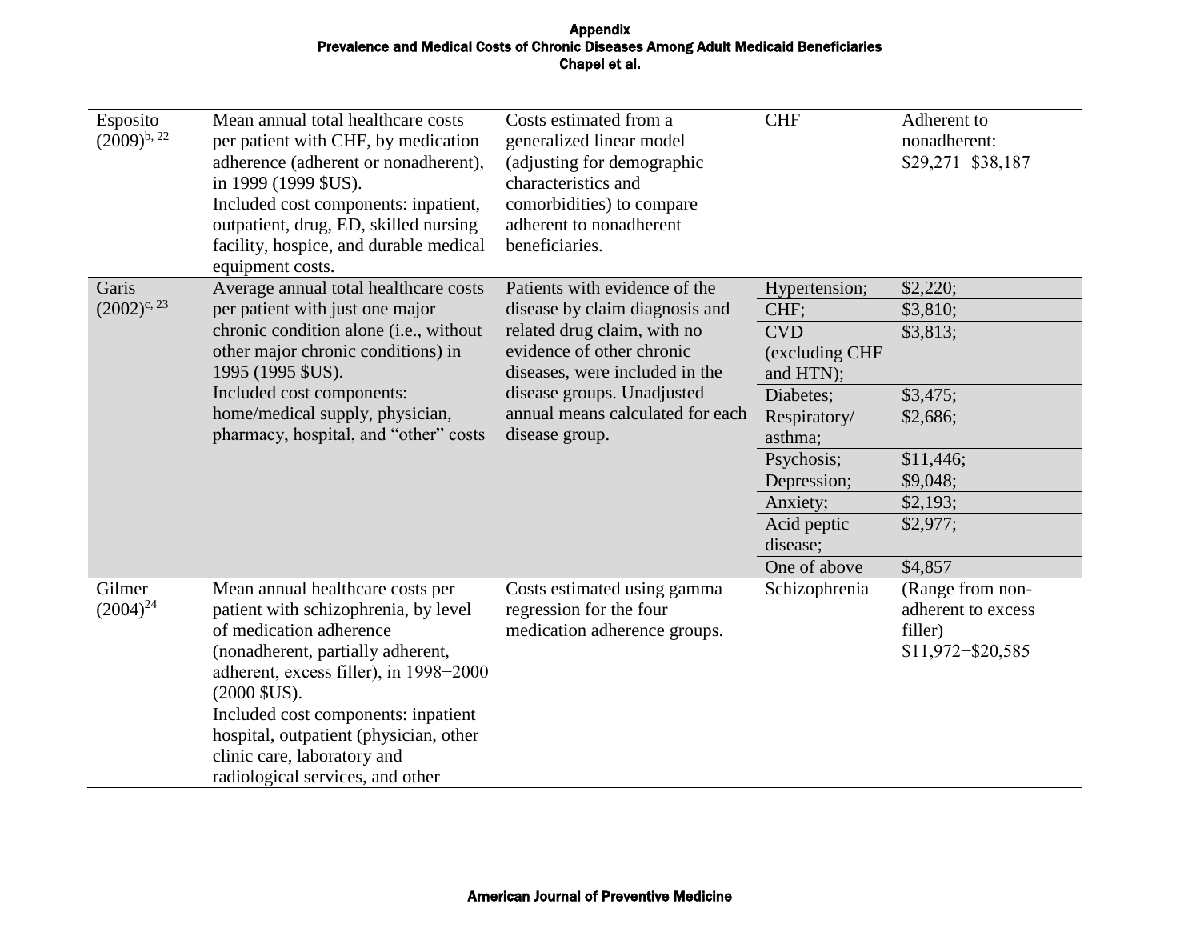| | | | | |
|---|---|---|---|---|
| Esposito (2009)[b, 22] | Mean annual total healthcare costs per patient with CHF, by medication adherence (adherent or nonadherent), in 1999 (1999 $US). Included cost components: inpatient, outpatient, drug, ED, skilled nursing facility, hospice, and durable medical equipment costs. | Costs estimated from a generalized linear model (adjusting for demographic characteristics and comorbidities) to compare adherent to nonadherent beneficiaries. | CHF | Adherent to nonadherent: $29,271−$38,187 |
| Garis (2002)[c, 23] | Average annual total healthcare costs per patient with just one major chronic condition alone (i.e., without other major chronic conditions) in 1995 (1995 $US). Included cost components: home/medical supply, physician, pharmacy, hospital, and "other" costs | Patients with evidence of the disease by claim diagnosis and related drug claim, with no evidence of other chronic diseases, were included in the disease groups. Unadjusted annual means calculated for each disease group. | Hypertension; | $2,220; |
| | | | CHF; | $3,810; |
| | | | CVD (excluding CHF and HTN); | $3,813; |
| | | | Diabetes; | $3,475; |
| | | | Respiratory/ asthma; | $2,686; |
| | | | Psychosis; | $11,446; |
| | | | Depression; | $9,048; |
| | | | Anxiety; | $2,193; |
| | | | Acid peptic disease; | $2,977; |
| | | | One of above | $4,857 |
| Gilmer (2004)[24] | Mean annual healthcare costs per patient with schizophrenia, by level of medication adherence (nonadherent, partially adherent, adherent, excess filler), in 1998−2000 (2000 $US). Included cost components: inpatient hospital, outpatient (physician, other clinic care, laboratory and radiological services, and other | Costs estimated using gamma regression for the four medication adherence groups. | Schizophrenia | (Range from non-adherent to excess filler) $11,972−$20,585 |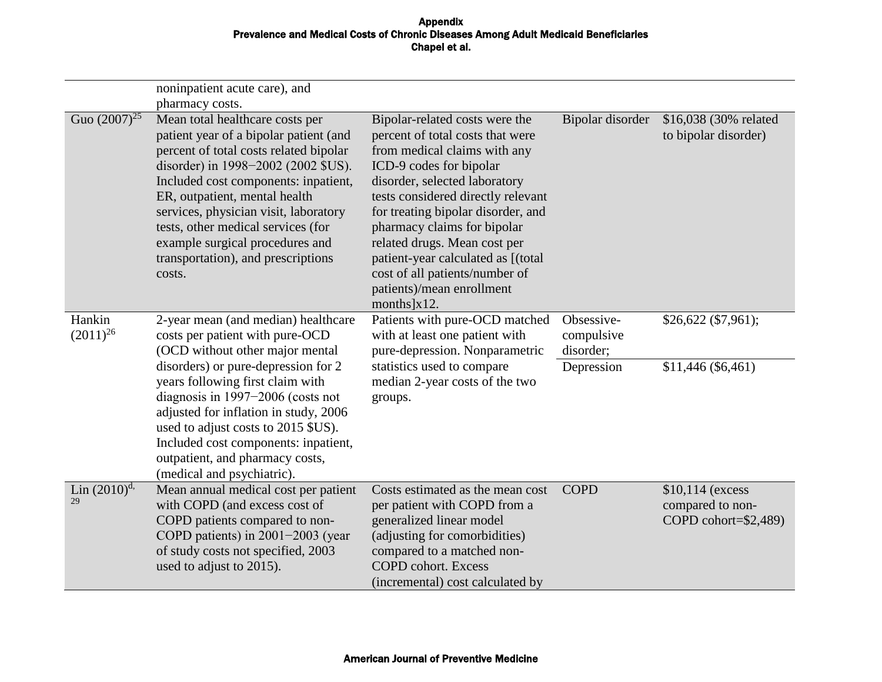| | | | | |
|---|---|---|---|---|
| | noninpatient acute care), and pharmacy costs. | | | |
| Guo (2007)[25] | Mean total healthcare costs per patient year of a bipolar patient (and percent of total costs related bipolar disorder) in 1998−2002 (2002 $US). Included cost components: inpatient, ER, outpatient, mental health services, physician visit, laboratory tests, other medical services (for example surgical procedures and transportation), and prescriptions costs. | Bipolar-related costs were the percent of total costs that were from medical claims with any ICD-9 codes for bipolar disorder, selected laboratory tests considered directly relevant for treating bipolar disorder, and pharmacy claims for bipolar related drugs. Mean cost per patient-year calculated as [(total cost of all patients/number of patients)/mean enrollment months]x12. | Bipolar disorder | $16,038 (30% related to bipolar disorder) |
| Hankin (2011)[26] | 2-year mean (and median) healthcare costs per patient with pure-OCD (OCD without other major mental disorders) or pure-depression for 2 years following first claim with diagnosis in 1997−2006 (costs not adjusted for inflation in study, 2006 used to adjust costs to 2015 $US). Included cost components: inpatient, outpatient, and pharmacy costs, (medical and psychiatric). | Patients with pure-OCD matched with at least one patient with pure-depression. Nonparametric statistics used to compare median 2-year costs of the two groups. | Obsessive-compulsive disorder; | $26,622 ($7,961); |
| | | | Depression | $11,446 ($6,461) |
| Lin (2010)[d,29] | Mean annual medical cost per patient with COPD (and excess cost of COPD patients compared to non-COPD patients) in 2001−2003 (year of study costs not specified, 2003 used to adjust to 2015). | Costs estimated as the mean cost per patient with COPD from a generalized linear model (adjusting for comorbidities) compared to a matched non-COPD cohort. Excess (incremental) cost calculated by | COPD | $10,114 (excess compared to non-COPD cohort=$2,489) |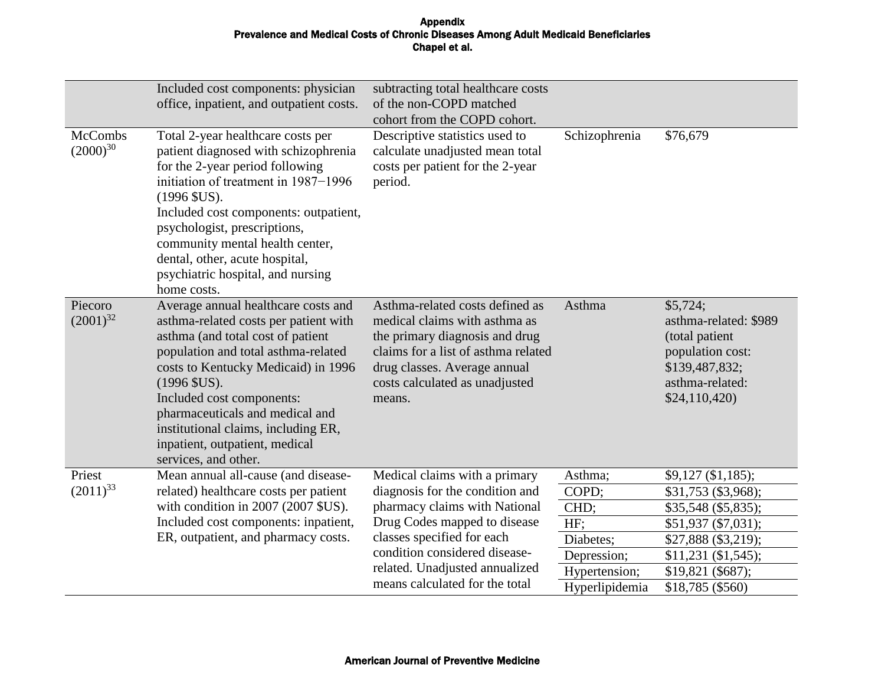| | | | | |
|---|---|---|---|---|
| | Included cost components: physician office, inpatient, and outpatient costs. | subtracting total healthcare costs of the non-COPD matched cohort from the COPD cohort. | | |
| McCombs (2000)[30] | Total 2-year healthcare costs per patient diagnosed with schizophrenia for the 2-year period following initiation of treatment in 1987−1996 (1996 $US). Included cost components: outpatient, psychologist, prescriptions, community mental health center, dental, other, acute hospital, psychiatric hospital, and nursing home costs. | Descriptive statistics used to calculate unadjusted mean total costs per patient for the 2-year period. | Schizophrenia | $76,679 |
| Piecoro (2001)[32] | Average annual healthcare costs and asthma-related costs per patient with asthma (and total cost of patient population and total asthma-related costs to Kentucky Medicaid) in 1996 (1996 $US). Included cost components: pharmaceuticals and medical and institutional claims, including ER, inpatient, outpatient, medical services, and other. | Asthma-related costs defined as medical claims with asthma as the primary diagnosis and drug claims for a list of asthma related drug classes. Average annual costs calculated as unadjusted means. | Asthma | $5,724; asthma-related: $989 (total patient population cost: $139,487,832; asthma-related: $24,110,420) |
| Priest (2011)[33] | Mean annual all-cause (and disease-related) healthcare costs per patient with condition in 2007 (2007 $US). Included cost components: inpatient, ER, outpatient, and pharmacy costs. | Medical claims with a primary diagnosis for the condition and pharmacy claims with National Drug Codes mapped to disease classes specified for each condition considered disease-related. Unadjusted annualized means calculated for the total | Asthma; | $9,127 ($1,185); |
| | | | COPD; | $31,753 ($3,968); |
| | | | CHD; | $35,548 ($5,835); |
| | | | HF; | $51,937 ($7,031); |
| | | | Diabetes; | $27,888 ($3,219); |
| | | | Depression; | $11,231 ($1,545); |
| | | | Hypertension; | $19,821 ($687); |
| | | | Hyperlipidemia | $18,785 ($560) |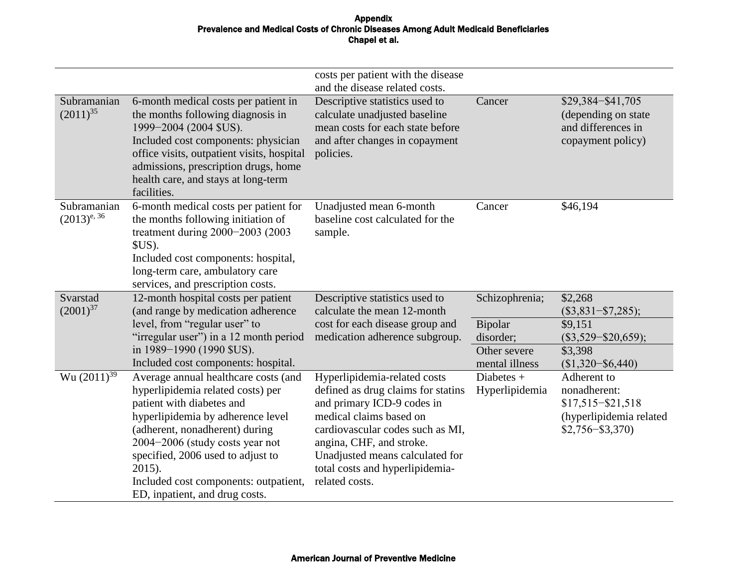| | | | | |
|---|---|---|---|---|
| | | costs per patient with the disease and the disease related costs. | | |
| Subramanian (2011)[35] | 6-month medical costs per patient in the months following diagnosis in 1999−2004 (2004 $US).<br>Included cost components: physician office visits, outpatient visits, hospital admissions, prescription drugs, home health care, and stays at long-term facilities. | Descriptive statistics used to calculate unadjusted baseline mean costs for each state before and after changes in copayment policies. | Cancer | $29,384−$41,705 (depending on state and differences in copayment policy) |
| Subramanian (2013)[e, 36] | 6-month medical costs per patient for the months following initiation of treatment during 2000−2003 (2003 $US).<br>Included cost components: hospital, long-term care, ambulatory care services, and prescription costs. | Unadjusted mean 6-month baseline cost calculated for the sample. | Cancer | $46,194 |
| Svarstad (2001)[37] | 12-month hospital costs per patient (and range by medication adherence level, from "regular user" to "irregular user") in a 12 month period in 1989−1990 (1990 $US).<br>Included cost components: hospital. | Descriptive statistics used to calculate the mean 12-month cost for each disease group and medication adherence subgroup. | Schizophrenia; | $2,268 ($3,831−$7,285); |
| | | | Bipolar disorder; | $9,151 ($3,529−$20,659); |
| | | | Other severe mental illness | $3,398 ($1,320−$6,440) |
| Wu (2011)[39] | Average annual healthcare costs (and hyperlipidemia related costs) per patient with diabetes and hyperlipidemia by adherence level (adherent, nonadherent) during 2004−2006 (study costs year not specified, 2006 used to adjust to 2015).<br>Included cost components: outpatient, ED, inpatient, and drug costs. | Hyperlipidemia-related costs defined as drug claims for statins and primary ICD-9 codes in medical claims based on cardiovascular codes such as MI, angina, CHF, and stroke. Unadjusted means calculated for total costs and hyperlipidemia-related costs. | Diabetes + Hyperlipidemia | Adherent to nonadherent: $17,515−$21,518 (hyperlipidemia related $2,756−$3,370) |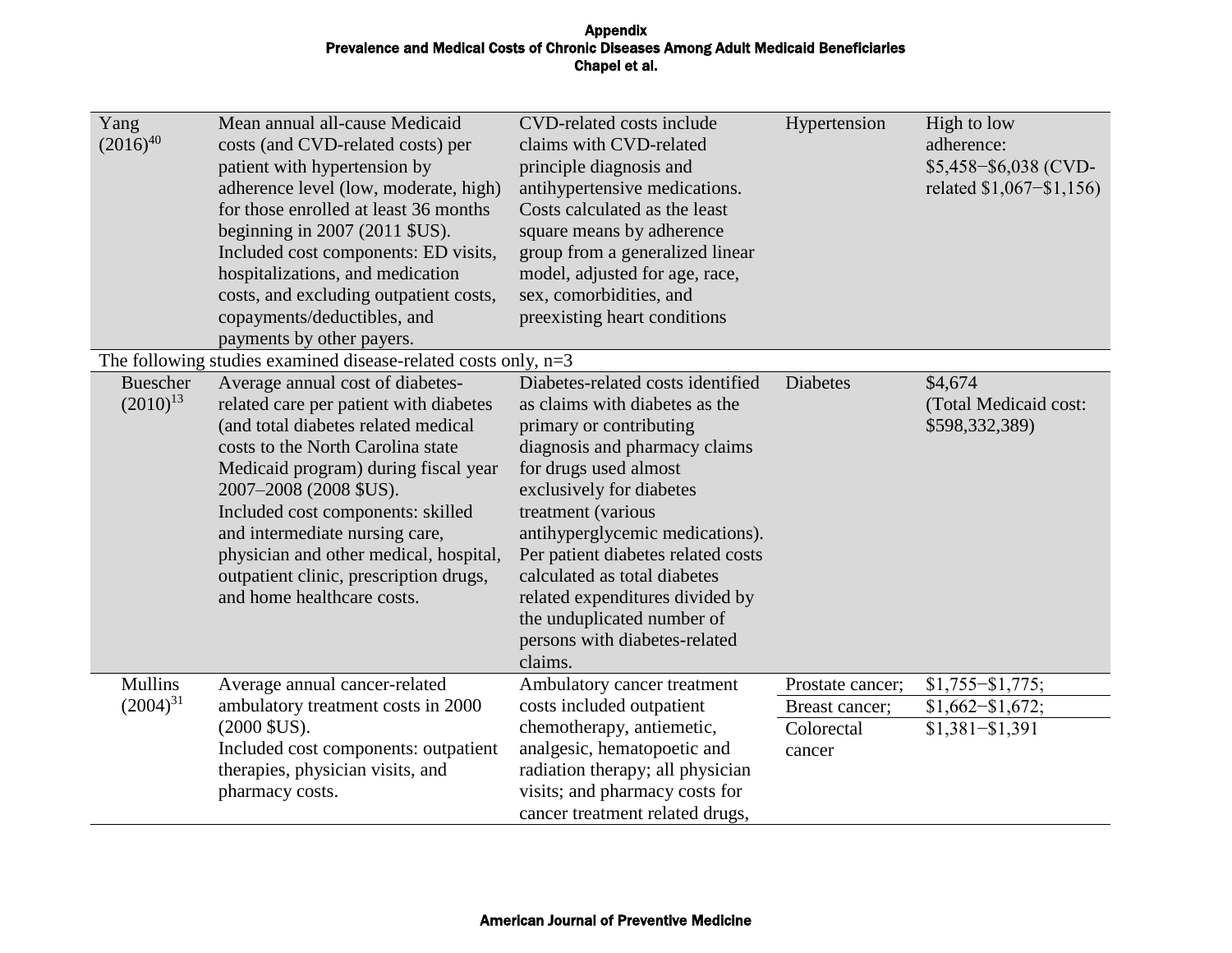| | | | | |
|---|---|---|---|---|
| Yang (2016)[40] | Mean annual all-cause Medicaid costs (and CVD-related costs) per patient with hypertension by adherence level (low, moderate, high) for those enrolled at least 36 months beginning in 2007 (2011 $US). Included cost components: ED visits, hospitalizations, and medication costs, and excluding outpatient costs, copayments/deductibles, and payments by other payers. | CVD-related costs include claims with CVD-related principle diagnosis and antihypertensive medications. Costs calculated as the least square means by adherence group from a generalized linear model, adjusted for age, race, sex, comorbidities, and preexisting heart conditions | Hypertension | High to low adherence: $5,458−$6,038 (CVD-related $1,067−$1,156) |
| The following studies examined disease-related costs only, n=3 | | | | |
| Buescher (2010)[13] | Average annual cost of diabetes-related care per patient with diabetes (and total diabetes related medical costs to the North Carolina state Medicaid program) during fiscal year 2007–2008 (2008 $US). Included cost components: skilled and intermediate nursing care, physician and other medical, hospital, outpatient clinic, prescription drugs, and home healthcare costs. | Diabetes-related costs identified as claims with diabetes as the primary or contributing diagnosis and pharmacy claims for drugs used almost exclusively for diabetes treatment (various antihyperglycemic medications). Per patient diabetes related costs calculated as total diabetes related expenditures divided by the unduplicated number of persons with diabetes-related claims. | Diabetes | $4,674 (Total Medicaid cost: $598,332,389) |
| Mullins (2004)[31] | Average annual cancer-related ambulatory treatment costs in 2000 (2000 $US). Included cost components: outpatient therapies, physician visits, and pharmacy costs. | Ambulatory cancer treatment costs included outpatient chemotherapy, antiemetic, analgesic, hematopoetic and radiation therapy; all physician visits; and pharmacy costs for cancer treatment related drugs, | Prostate cancer; | $1,755−$1,775; |
| | | | Breast cancer; | $1,662−$1,672; |
| | | | Colorectal cancer | $1,381−$1,391 |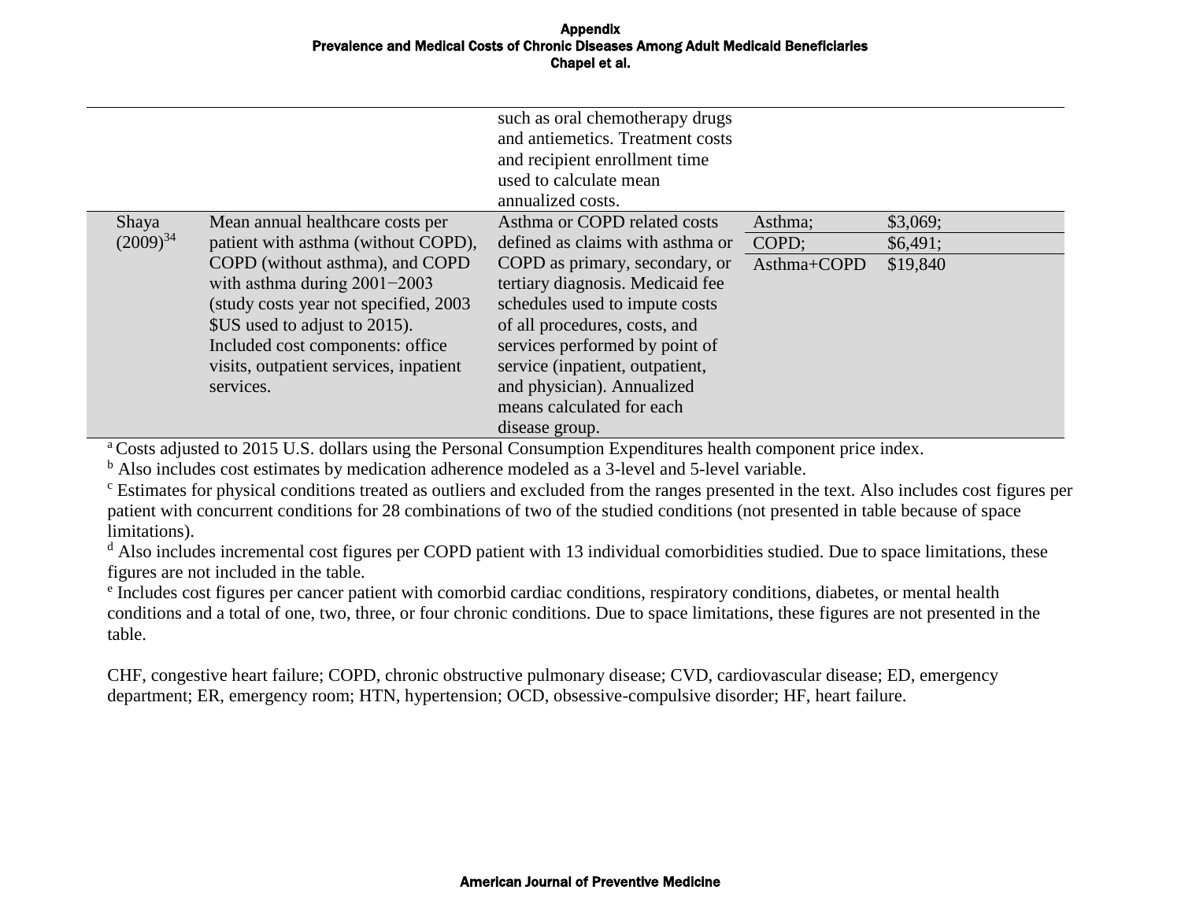| | | | | |
|---|---|---|---|---|
| | | such as oral chemotherapy drugs and antiemetics. Treatment costs and recipient enrollment time used to calculate mean annualized costs. | | |
| Shaya (2009)[34] | Mean annual healthcare costs per patient with asthma (without COPD), COPD (without asthma), and COPD with asthma during 2001−2003 (study costs year not specified, 2003 $US used to adjust to 2015). Included cost components: office visits, outpatient services, inpatient services. | Asthma or COPD related costs defined as claims with asthma or COPD as primary, secondary, or tertiary diagnosis. Medicaid fee schedules used to impute costs of all procedures, costs, and services performed by point of service (inpatient, outpatient, and physician). Annualized means calculated for each disease group. | Asthma; | $3,069; |
| | | | COPD; | $6,491; |
| | | | Asthma+COPD | $19,840 |

[a] Costs adjusted to 2015 U.S. dollars using the Personal Consumption Expenditures health component price index.

[b] Also includes cost estimates by medication adherence modeled as a 3-level and 5-level variable.

[c] Estimates for physical conditions treated as outliers and excluded from the ranges presented in the text. Also includes cost figures per patient with concurrent conditions for 28 combinations of two of the studied conditions (not presented in table because of space limitations).

[d] Also includes incremental cost figures per COPD patient with 13 individual comorbidities studied. Due to space limitations, these figures are not included in the table.

[e] Includes cost figures per cancer patient with comorbid cardiac conditions, respiratory conditions, diabetes, or mental health conditions and a total of one, two, three, or four chronic conditions. Due to space limitations, these figures are not presented in the table.

CHF, congestive heart failure; COPD, chronic obstructive pulmonary disease; CVD, cardiovascular disease; ED, emergency department; ER, emergency room; HTN, hypertension; OCD, obsessive-compulsive disorder; HF, heart failure.